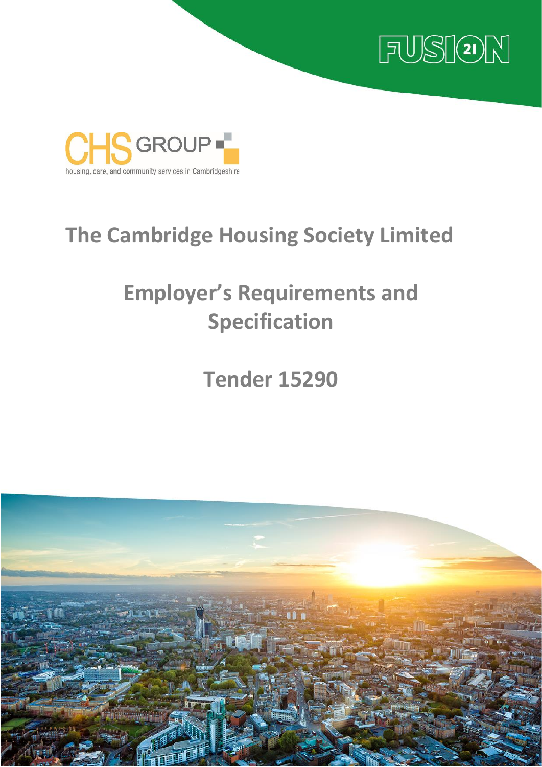FUSION 21

CHS GROUP

housing, care, and community services in Cambridgeshire

# The Cambridge Housing Society Limited

## Employer's Requirements and Specification

## Tender 15290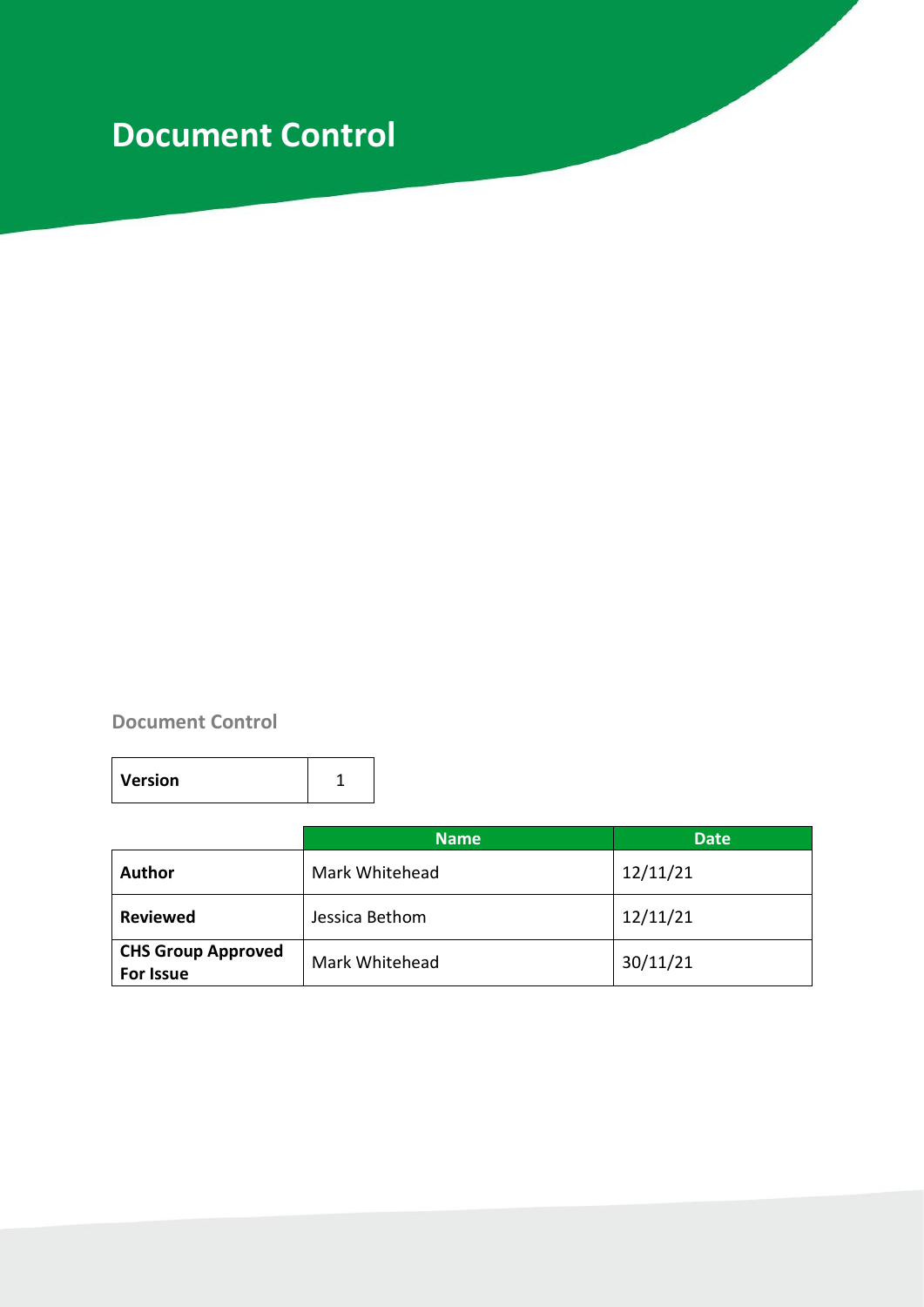# Document Control

## Document Control

| **Version** | 1 |
|---|---|

| | Name | Date |
|---|---|---|
| **Author** | Mark Whitehead | 12/11/21 |
| **Reviewed** | Jessica Bethom | 12/11/21 |
| **CHS Group Approved For Issue** | Mark Whitehead | 30/11/21 |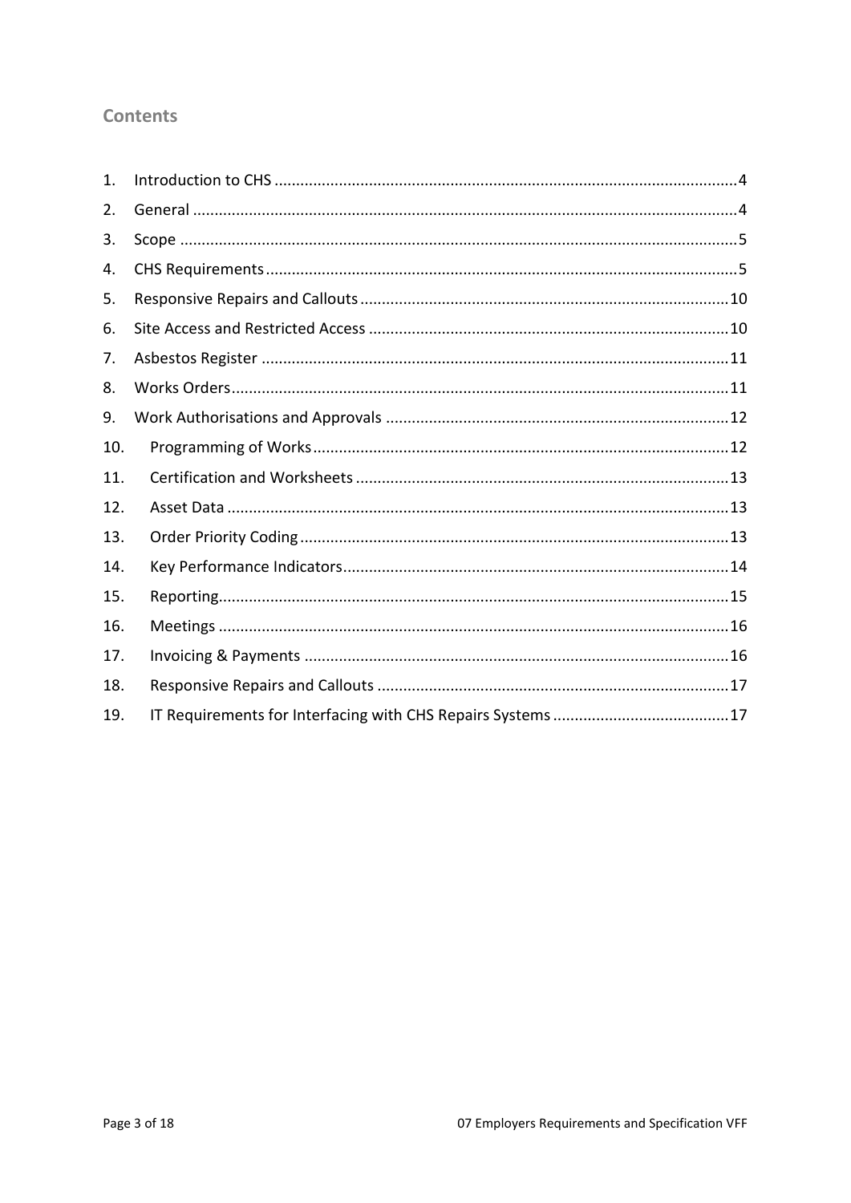## Contents

1. Introduction to CHS ....................................................................................................... 4
2. General ......................................................................................................................... 4
3. Scope ............................................................................................................................ 5
4. CHS Requirements ........................................................................................................ 5
5. Responsive Repairs and Callouts ................................................................................ 10
6. Site Access and Restricted Access ............................................................................... 10
7. Asbestos Register ........................................................................................................ 11
8. Works Orders ............................................................................................................... 11
9. Work Authorisations and Approvals ........................................................................... 12
10. Programming of Works ............................................................................................ 12
11. Certification and Worksheets .................................................................................. 13
12. Asset Data ................................................................................................................ 13
13. Order Priority Coding ............................................................................................... 13
14. Key Performance Indicators ..................................................................................... 14
15. Reporting .................................................................................................................. 15
16. Meetings .................................................................................................................. 16
17. Invoicing & Payments .............................................................................................. 16
18. Responsive Repairs and Callouts ............................................................................. 17
19. IT Requirements for Interfacing with CHS Repairs Systems ..................................... 17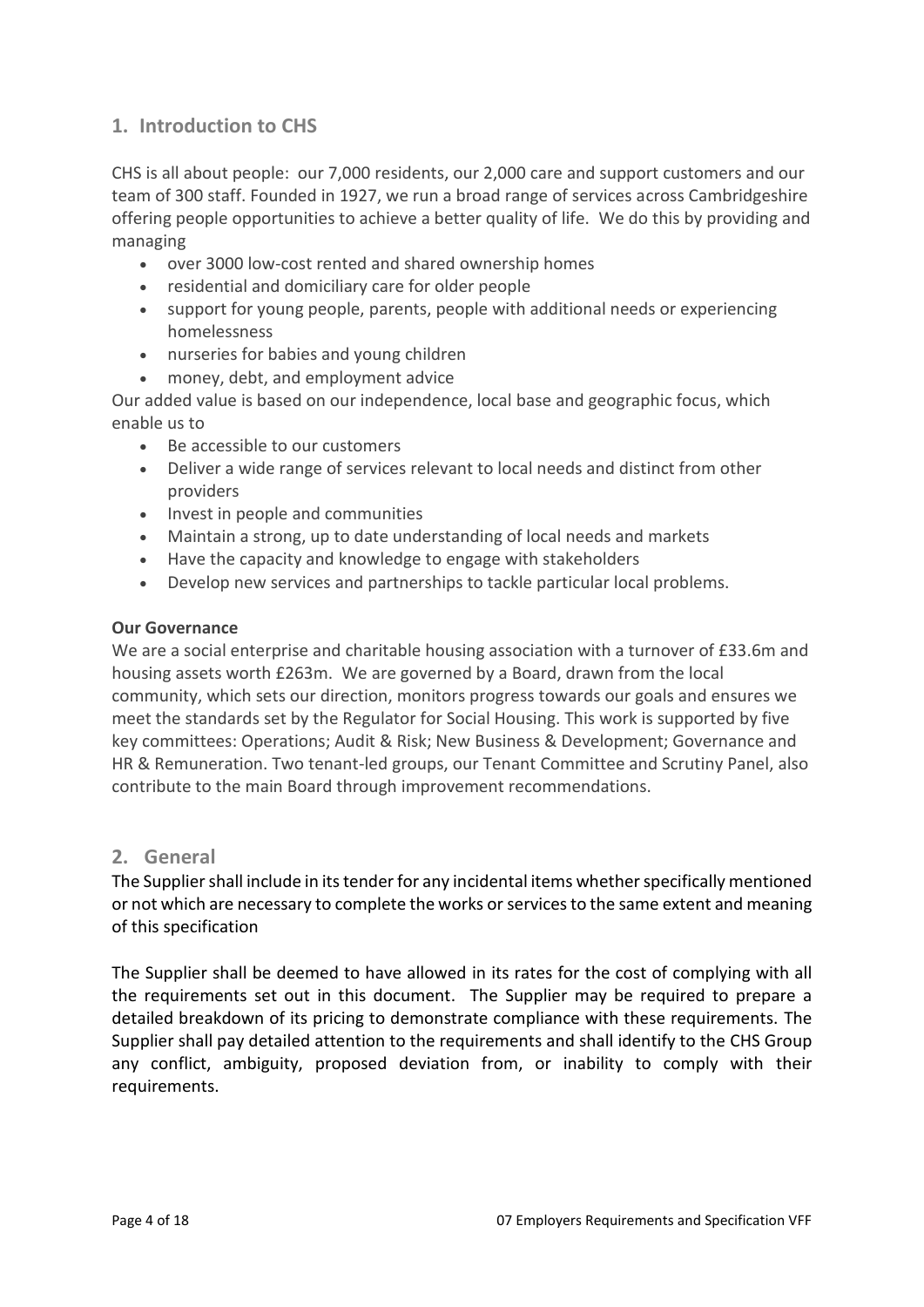## 1. Introduction to CHS

CHS is all about people: our 7,000 residents, our 2,000 care and support customers and our team of 300 staff. Founded in 1927, we run a broad range of services across Cambridgeshire offering people opportunities to achieve a better quality of life. We do this by providing and managing

- over 3000 low-cost rented and shared ownership homes
- residential and domiciliary care for older people
- support for young people, parents, people with additional needs or experiencing homelessness
- nurseries for babies and young children
- money, debt, and employment advice

Our added value is based on our independence, local base and geographic focus, which enable us to

- Be accessible to our customers
- Deliver a wide range of services relevant to local needs and distinct from other providers
- Invest in people and communities
- Maintain a strong, up to date understanding of local needs and markets
- Have the capacity and knowledge to engage with stakeholders
- Develop new services and partnerships to tackle particular local problems.

**Our Governance**

We are a social enterprise and charitable housing association with a turnover of £33.6m and housing assets worth £263m. We are governed by a Board, drawn from the local community, which sets our direction, monitors progress towards our goals and ensures we meet the standards set by the Regulator for Social Housing. This work is supported by five key committees: Operations; Audit & Risk; New Business & Development; Governance and HR & Remuneration. Two tenant-led groups, our Tenant Committee and Scrutiny Panel, also contribute to the main Board through improvement recommendations.

## 2. General

The Supplier shall include in its tender for any incidental items whether specifically mentioned or not which are necessary to complete the works or services to the same extent and meaning of this specification

The Supplier shall be deemed to have allowed in its rates for the cost of complying with all the requirements set out in this document. The Supplier may be required to prepare a detailed breakdown of its pricing to demonstrate compliance with these requirements. The Supplier shall pay detailed attention to the requirements and shall identify to the CHS Group any conflict, ambiguity, proposed deviation from, or inability to comply with their requirements.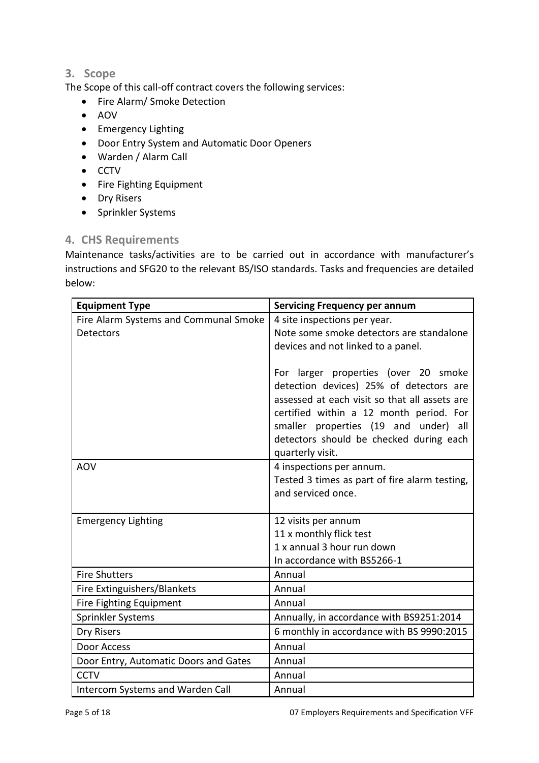## 3. Scope

The Scope of this call-off contract covers the following services:

- Fire Alarm/ Smoke Detection
- AOV
- Emergency Lighting
- Door Entry System and Automatic Door Openers
- Warden / Alarm Call
- CCTV
- Fire Fighting Equipment
- Dry Risers
- Sprinkler Systems

## 4. CHS Requirements

Maintenance tasks/activities are to be carried out in accordance with manufacturer's instructions and SFG20 to the relevant BS/ISO standards. Tasks and frequencies are detailed below:

| Equipment Type | Servicing Frequency per annum |
|---|---|
| Fire Alarm Systems and Communal Smoke Detectors | 4 site inspections per year.<br>Note some smoke detectors are standalone devices and not linked to a panel.<br><br>For larger properties (over 20 smoke detection devices) 25% of detectors are assessed at each visit so that all assets are certified within a 12 month period. For smaller properties (19 and under) all detectors should be checked during each quarterly visit. |
| AOV | 4 inspections per annum.<br>Tested 3 times as part of fire alarm testing, and serviced once. |
| Emergency Lighting | 12 visits per annum<br>11 x monthly flick test<br>1 x annual 3 hour run down<br>In accordance with BS5266-1 |
| Fire Shutters | Annual |
| Fire Extinguishers/Blankets | Annual |
| Fire Fighting Equipment | Annual |
| Sprinkler Systems | Annually, in accordance with BS9251:2014 |
| Dry Risers | 6 monthly in accordance with BS 9990:2015 |
| Door Access | Annual |
| Door Entry, Automatic Doors and Gates | Annual |
| CCTV | Annual |
| Intercom Systems and Warden Call | Annual |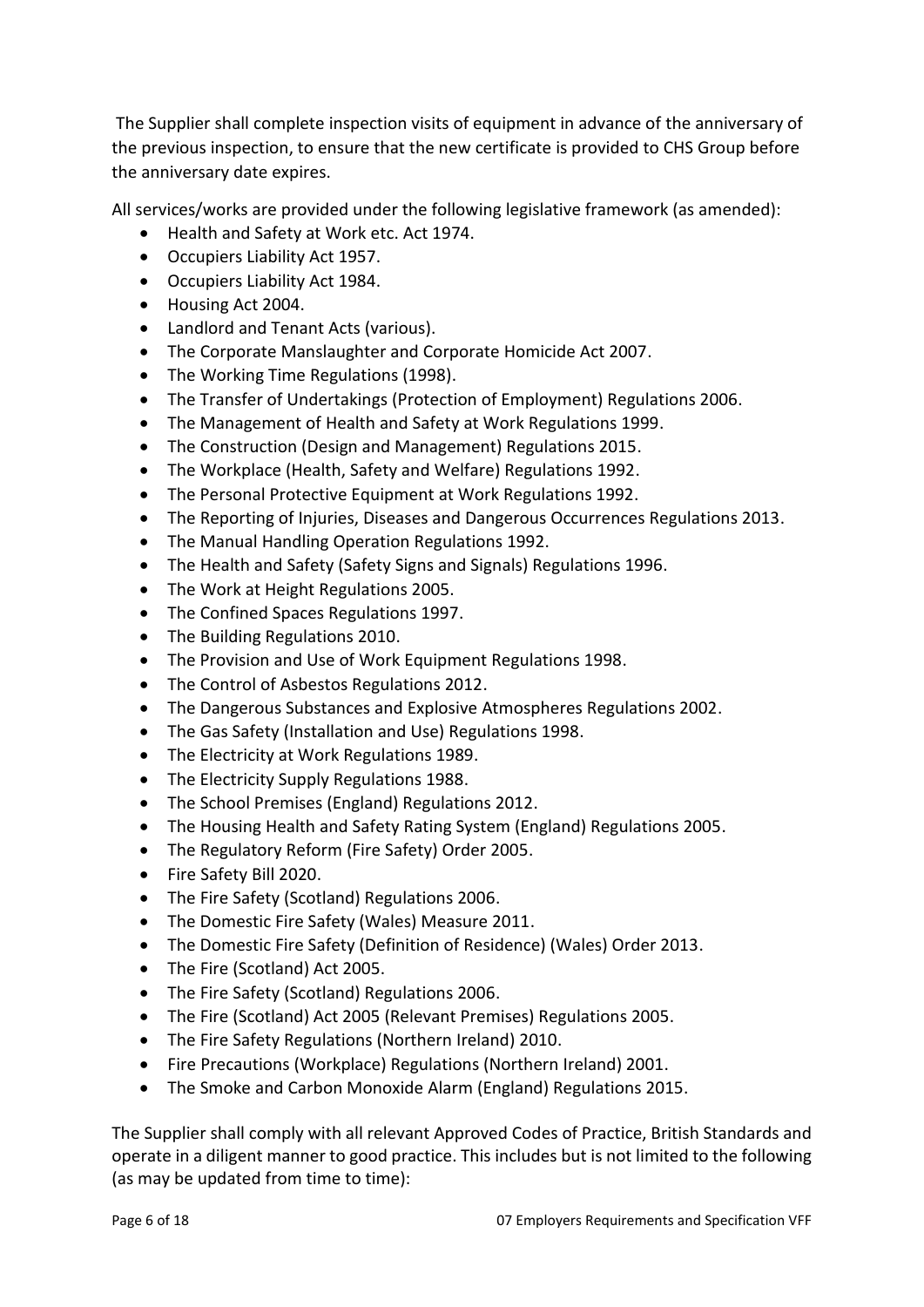The Supplier shall complete inspection visits of equipment in advance of the anniversary of the previous inspection, to ensure that the new certificate is provided to CHS Group before the anniversary date expires.

All services/works are provided under the following legislative framework (as amended):

- Health and Safety at Work etc. Act 1974.
- Occupiers Liability Act 1957.
- Occupiers Liability Act 1984.
- Housing Act 2004.
- Landlord and Tenant Acts (various).
- The Corporate Manslaughter and Corporate Homicide Act 2007.
- The Working Time Regulations (1998).
- The Transfer of Undertakings (Protection of Employment) Regulations 2006.
- The Management of Health and Safety at Work Regulations 1999.
- The Construction (Design and Management) Regulations 2015.
- The Workplace (Health, Safety and Welfare) Regulations 1992.
- The Personal Protective Equipment at Work Regulations 1992.
- The Reporting of Injuries, Diseases and Dangerous Occurrences Regulations 2013.
- The Manual Handling Operation Regulations 1992.
- The Health and Safety (Safety Signs and Signals) Regulations 1996.
- The Work at Height Regulations 2005.
- The Confined Spaces Regulations 1997.
- The Building Regulations 2010.
- The Provision and Use of Work Equipment Regulations 1998.
- The Control of Asbestos Regulations 2012.
- The Dangerous Substances and Explosive Atmospheres Regulations 2002.
- The Gas Safety (Installation and Use) Regulations 1998.
- The Electricity at Work Regulations 1989.
- The Electricity Supply Regulations 1988.
- The School Premises (England) Regulations 2012.
- The Housing Health and Safety Rating System (England) Regulations 2005.
- The Regulatory Reform (Fire Safety) Order 2005.
- Fire Safety Bill 2020.
- The Fire Safety (Scotland) Regulations 2006.
- The Domestic Fire Safety (Wales) Measure 2011.
- The Domestic Fire Safety (Definition of Residence) (Wales) Order 2013.
- The Fire (Scotland) Act 2005.
- The Fire Safety (Scotland) Regulations 2006.
- The Fire (Scotland) Act 2005 (Relevant Premises) Regulations 2005.
- The Fire Safety Regulations (Northern Ireland) 2010.
- Fire Precautions (Workplace) Regulations (Northern Ireland) 2001.
- The Smoke and Carbon Monoxide Alarm (England) Regulations 2015.

The Supplier shall comply with all relevant Approved Codes of Practice, British Standards and operate in a diligent manner to good practice. This includes but is not limited to the following (as may be updated from time to time):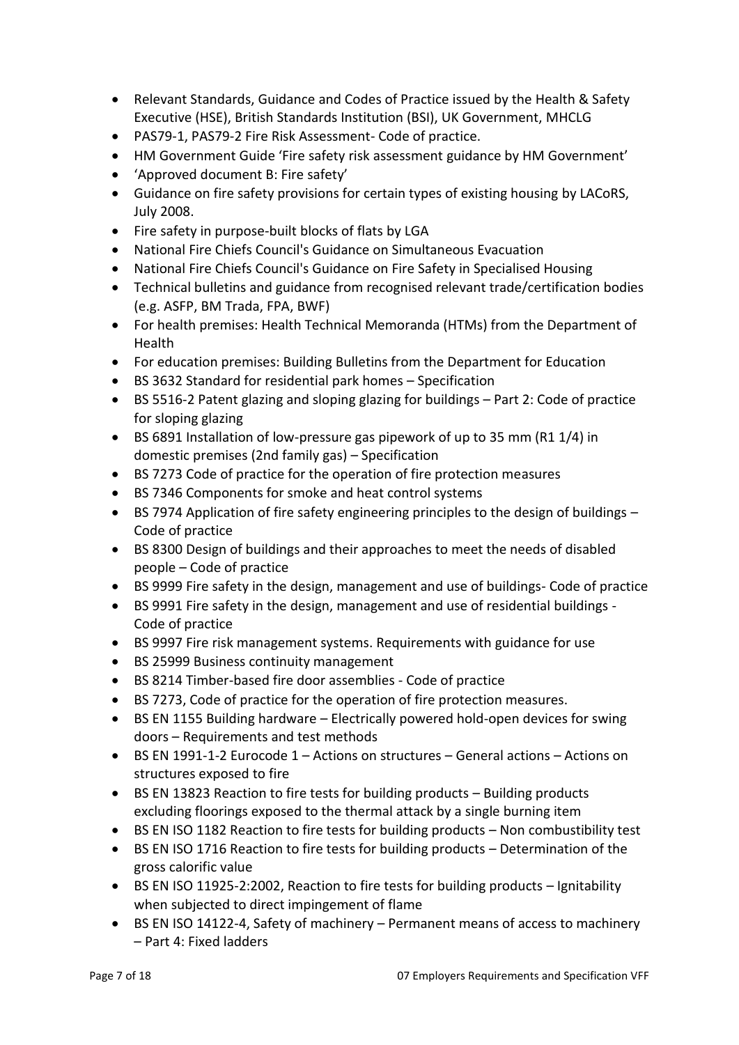- Relevant Standards, Guidance and Codes of Practice issued by the Health & Safety Executive (HSE), British Standards Institution (BSI), UK Government, MHCLG
- PAS79-1, PAS79-2 Fire Risk Assessment- Code of practice.
- HM Government Guide 'Fire safety risk assessment guidance by HM Government'
- 'Approved document B: Fire safety'
- Guidance on fire safety provisions for certain types of existing housing by LACoRS, July 2008.
- Fire safety in purpose-built blocks of flats by LGA
- National Fire Chiefs Council's Guidance on Simultaneous Evacuation
- National Fire Chiefs Council's Guidance on Fire Safety in Specialised Housing
- Technical bulletins and guidance from recognised relevant trade/certification bodies (e.g. ASFP, BM Trada, FPA, BWF)
- For health premises: Health Technical Memoranda (HTMs) from the Department of Health
- For education premises: Building Bulletins from the Department for Education
- BS 3632 Standard for residential park homes – Specification
- BS 5516-2 Patent glazing and sloping glazing for buildings – Part 2: Code of practice for sloping glazing
- BS 6891 Installation of low-pressure gas pipework of up to 35 mm (R1 1/4) in domestic premises (2nd family gas) – Specification
- BS 7273 Code of practice for the operation of fire protection measures
- BS 7346 Components for smoke and heat control systems
- BS 7974 Application of fire safety engineering principles to the design of buildings – Code of practice
- BS 8300 Design of buildings and their approaches to meet the needs of disabled people – Code of practice
- BS 9999 Fire safety in the design, management and use of buildings- Code of practice
- BS 9991 Fire safety in the design, management and use of residential buildings - Code of practice
- BS 9997 Fire risk management systems. Requirements with guidance for use
- BS 25999 Business continuity management
- BS 8214 Timber-based fire door assemblies - Code of practice
- BS 7273, Code of practice for the operation of fire protection measures.
- BS EN 1155 Building hardware – Electrically powered hold-open devices for swing doors – Requirements and test methods
- BS EN 1991-1-2 Eurocode 1 – Actions on structures – General actions – Actions on structures exposed to fire
- BS EN 13823 Reaction to fire tests for building products – Building products excluding floorings exposed to the thermal attack by a single burning item
- BS EN ISO 1182 Reaction to fire tests for building products – Non combustibility test
- BS EN ISO 1716 Reaction to fire tests for building products – Determination of the gross calorific value
- BS EN ISO 11925-2:2002, Reaction to fire tests for building products – Ignitability when subjected to direct impingement of flame
- BS EN ISO 14122-4, Safety of machinery – Permanent means of access to machinery – Part 4: Fixed ladders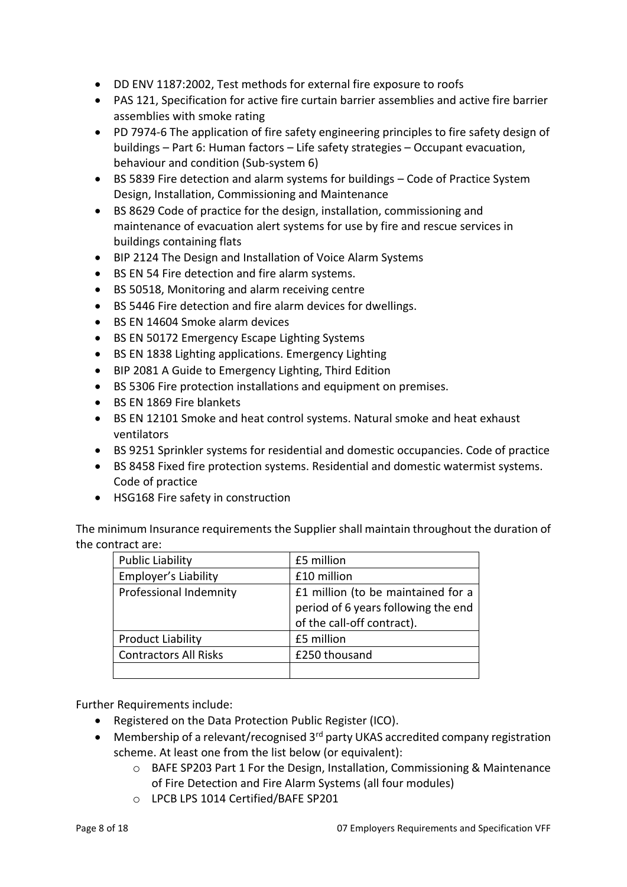- DD ENV 1187:2002, Test methods for external fire exposure to roofs
- PAS 121, Specification for active fire curtain barrier assemblies and active fire barrier assemblies with smoke rating
- PD 7974-6 The application of fire safety engineering principles to fire safety design of buildings – Part 6: Human factors – Life safety strategies – Occupant evacuation, behaviour and condition (Sub-system 6)
- BS 5839 Fire detection and alarm systems for buildings – Code of Practice System Design, Installation, Commissioning and Maintenance
- BS 8629 Code of practice for the design, installation, commissioning and maintenance of evacuation alert systems for use by fire and rescue services in buildings containing flats
- BIP 2124 The Design and Installation of Voice Alarm Systems
- BS EN 54 Fire detection and fire alarm systems.
- BS 50518, Monitoring and alarm receiving centre
- BS 5446 Fire detection and fire alarm devices for dwellings.
- BS EN 14604 Smoke alarm devices
- BS EN 50172 Emergency Escape Lighting Systems
- BS EN 1838 Lighting applications. Emergency Lighting
- BIP 2081 A Guide to Emergency Lighting, Third Edition
- BS 5306 Fire protection installations and equipment on premises.
- BS EN 1869 Fire blankets
- BS EN 12101 Smoke and heat control systems. Natural smoke and heat exhaust ventilators
- BS 9251 Sprinkler systems for residential and domestic occupancies. Code of practice
- BS 8458 Fixed fire protection systems. Residential and domestic watermist systems. Code of practice
- HSG168 Fire safety in construction

The minimum Insurance requirements the Supplier shall maintain throughout the duration of the contract are:

| Public Liability | £5 million |
|---|---|
| Employer's Liability | £10 million |
| Professional Indemnity | £1 million (to be maintained for a period of 6 years following the end of the call-off contract). |
| Product Liability | £5 million |
| Contractors All Risks | £250 thousand |
| | |

Further Requirements include:

- Registered on the Data Protection Public Register (ICO).
- Membership of a relevant/recognised 3rd party UKAS accredited company registration scheme. At least one from the list below (or equivalent):
  - BAFE SP203 Part 1 For the Design, Installation, Commissioning & Maintenance of Fire Detection and Fire Alarm Systems (all four modules)
  - LPCB LPS 1014 Certified/BAFE SP201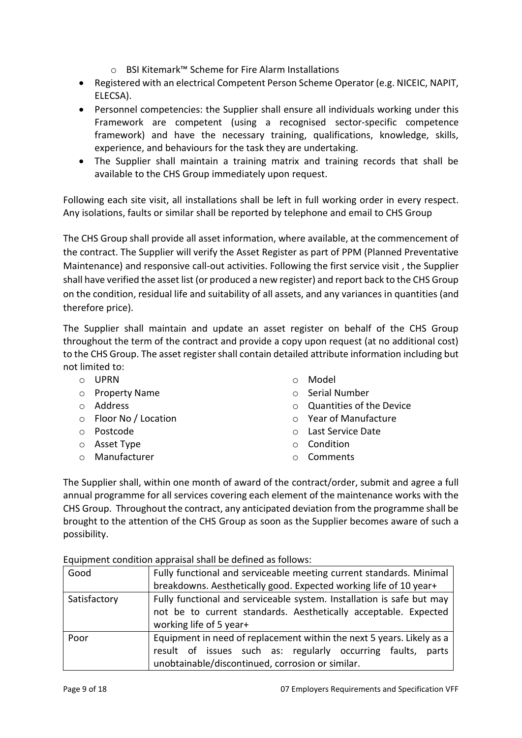- BSI Kitemark™ Scheme for Fire Alarm Installations
- Registered with an electrical Competent Person Scheme Operator (e.g. NICEIC, NAPIT, ELECSA).
- Personnel competencies: the Supplier shall ensure all individuals working under this Framework are competent (using a recognised sector-specific competence framework) and have the necessary training, qualifications, knowledge, skills, experience, and behaviours for the task they are undertaking.
- The Supplier shall maintain a training matrix and training records that shall be available to the CHS Group immediately upon request.

Following each site visit, all installations shall be left in full working order in every respect. Any isolations, faults or similar shall be reported by telephone and email to CHS Group

The CHS Group shall provide all asset information, where available, at the commencement of the contract. The Supplier will verify the Asset Register as part of PPM (Planned Preventative Maintenance) and responsive call-out activities. Following the first service visit , the Supplier shall have verified the asset list (or produced a new register) and report back to the CHS Group on the condition, residual life and suitability of all assets, and any variances in quantities (and therefore price).

The Supplier shall maintain and update an asset register on behalf of the CHS Group throughout the term of the contract and provide a copy upon request (at no additional cost) to the CHS Group. The asset register shall contain detailed attribute information including but not limited to:

- UPRN
- Property Name
- Address
- Floor No / Location
- Postcode
- Asset Type
- Manufacturer
- Model
- Serial Number
- Quantities of the Device
- Year of Manufacture
- Last Service Date
- Condition
- Comments

The Supplier shall, within one month of award of the contract/order, submit and agree a full annual programme for all services covering each element of the maintenance works with the CHS Group. Throughout the contract, any anticipated deviation from the programme shall be brought to the attention of the CHS Group as soon as the Supplier becomes aware of such a possibility.

Equipment condition appraisal shall be defined as follows:

| Good | Fully functional and serviceable meeting current standards. Minimal breakdowns. Aesthetically good. Expected working life of 10 year+ |
|---|---|
| Satisfactory | Fully functional and serviceable system. Installation is safe but may not be to current standards. Aesthetically acceptable. Expected working life of 5 year+ |
| Poor | Equipment in need of replacement within the next 5 years. Likely as a result of issues such as: regularly occurring faults, parts unobtainable/discontinued, corrosion or similar. |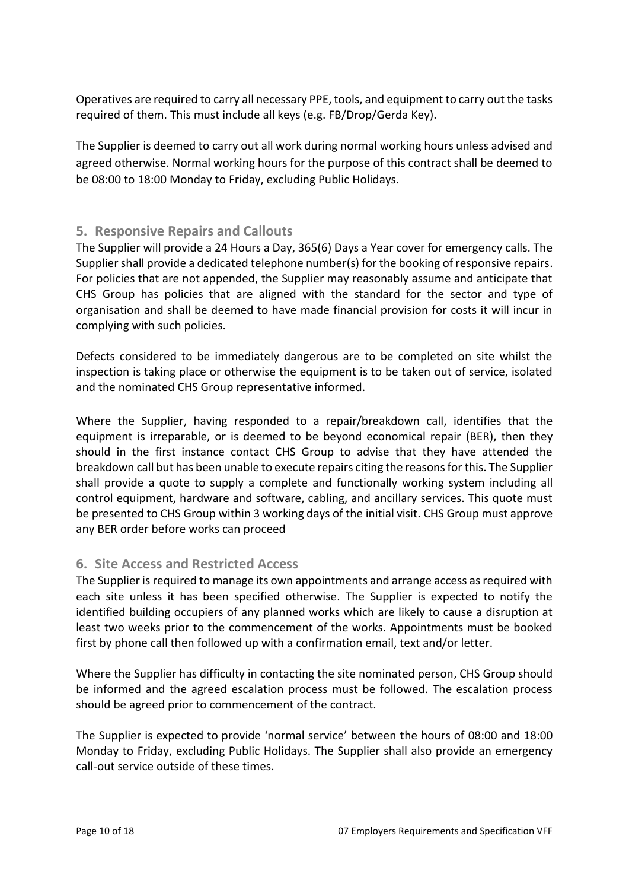Operatives are required to carry all necessary PPE, tools, and equipment to carry out the tasks required of them. This must include all keys (e.g. FB/Drop/Gerda Key).

The Supplier is deemed to carry out all work during normal working hours unless advised and agreed otherwise. Normal working hours for the purpose of this contract shall be deemed to be 08:00 to 18:00 Monday to Friday, excluding Public Holidays.

## 5. Responsive Repairs and Callouts

The Supplier will provide a 24 Hours a Day, 365(6) Days a Year cover for emergency calls. The Supplier shall provide a dedicated telephone number(s) for the booking of responsive repairs. For policies that are not appended, the Supplier may reasonably assume and anticipate that CHS Group has policies that are aligned with the standard for the sector and type of organisation and shall be deemed to have made financial provision for costs it will incur in complying with such policies.

Defects considered to be immediately dangerous are to be completed on site whilst the inspection is taking place or otherwise the equipment is to be taken out of service, isolated and the nominated CHS Group representative informed.

Where the Supplier, having responded to a repair/breakdown call, identifies that the equipment is irreparable, or is deemed to be beyond economical repair (BER), then they should in the first instance contact CHS Group to advise that they have attended the breakdown call but has been unable to execute repairs citing the reasons for this. The Supplier shall provide a quote to supply a complete and functionally working system including all control equipment, hardware and software, cabling, and ancillary services. This quote must be presented to CHS Group within 3 working days of the initial visit. CHS Group must approve any BER order before works can proceed

## 6. Site Access and Restricted Access

The Supplier is required to manage its own appointments and arrange access as required with each site unless it has been specified otherwise. The Supplier is expected to notify the identified building occupiers of any planned works which are likely to cause a disruption at least two weeks prior to the commencement of the works. Appointments must be booked first by phone call then followed up with a confirmation email, text and/or letter.

Where the Supplier has difficulty in contacting the site nominated person, CHS Group should be informed and the agreed escalation process must be followed. The escalation process should be agreed prior to commencement of the contract.

The Supplier is expected to provide 'normal service' between the hours of 08:00 and 18:00 Monday to Friday, excluding Public Holidays. The Supplier shall also provide an emergency call-out service outside of these times.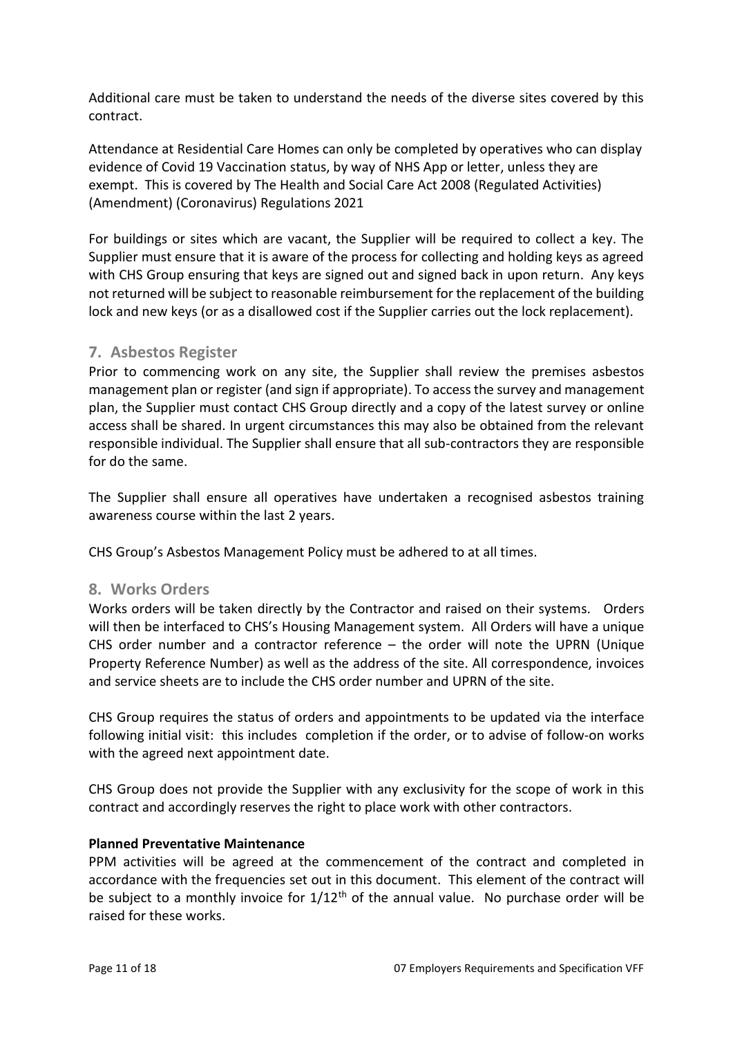Additional care must be taken to understand the needs of the diverse sites covered by this contract.

Attendance at Residential Care Homes can only be completed by operatives who can display evidence of Covid 19 Vaccination status, by way of NHS App or letter, unless they are exempt. This is covered by The Health and Social Care Act 2008 (Regulated Activities) (Amendment) (Coronavirus) Regulations 2021

For buildings or sites which are vacant, the Supplier will be required to collect a key. The Supplier must ensure that it is aware of the process for collecting and holding keys as agreed with CHS Group ensuring that keys are signed out and signed back in upon return. Any keys not returned will be subject to reasonable reimbursement for the replacement of the building lock and new keys (or as a disallowed cost if the Supplier carries out the lock replacement).

## 7. Asbestos Register

Prior to commencing work on any site, the Supplier shall review the premises asbestos management plan or register (and sign if appropriate). To access the survey and management plan, the Supplier must contact CHS Group directly and a copy of the latest survey or online access shall be shared. In urgent circumstances this may also be obtained from the relevant responsible individual. The Supplier shall ensure that all sub-contractors they are responsible for do the same.

The Supplier shall ensure all operatives have undertaken a recognised asbestos training awareness course within the last 2 years.

CHS Group's Asbestos Management Policy must be adhered to at all times.

## 8. Works Orders

Works orders will be taken directly by the Contractor and raised on their systems. Orders will then be interfaced to CHS's Housing Management system. All Orders will have a unique CHS order number and a contractor reference – the order will note the UPRN (Unique Property Reference Number) as well as the address of the site. All correspondence, invoices and service sheets are to include the CHS order number and UPRN of the site.

CHS Group requires the status of orders and appointments to be updated via the interface following initial visit: this includes completion if the order, or to advise of follow-on works with the agreed next appointment date.

CHS Group does not provide the Supplier with any exclusivity for the scope of work in this contract and accordingly reserves the right to place work with other contractors.

**Planned Preventative Maintenance**

PPM activities will be agreed at the commencement of the contract and completed in accordance with the frequencies set out in this document. This element of the contract will be subject to a monthly invoice for 1/12th of the annual value. No purchase order will be raised for these works.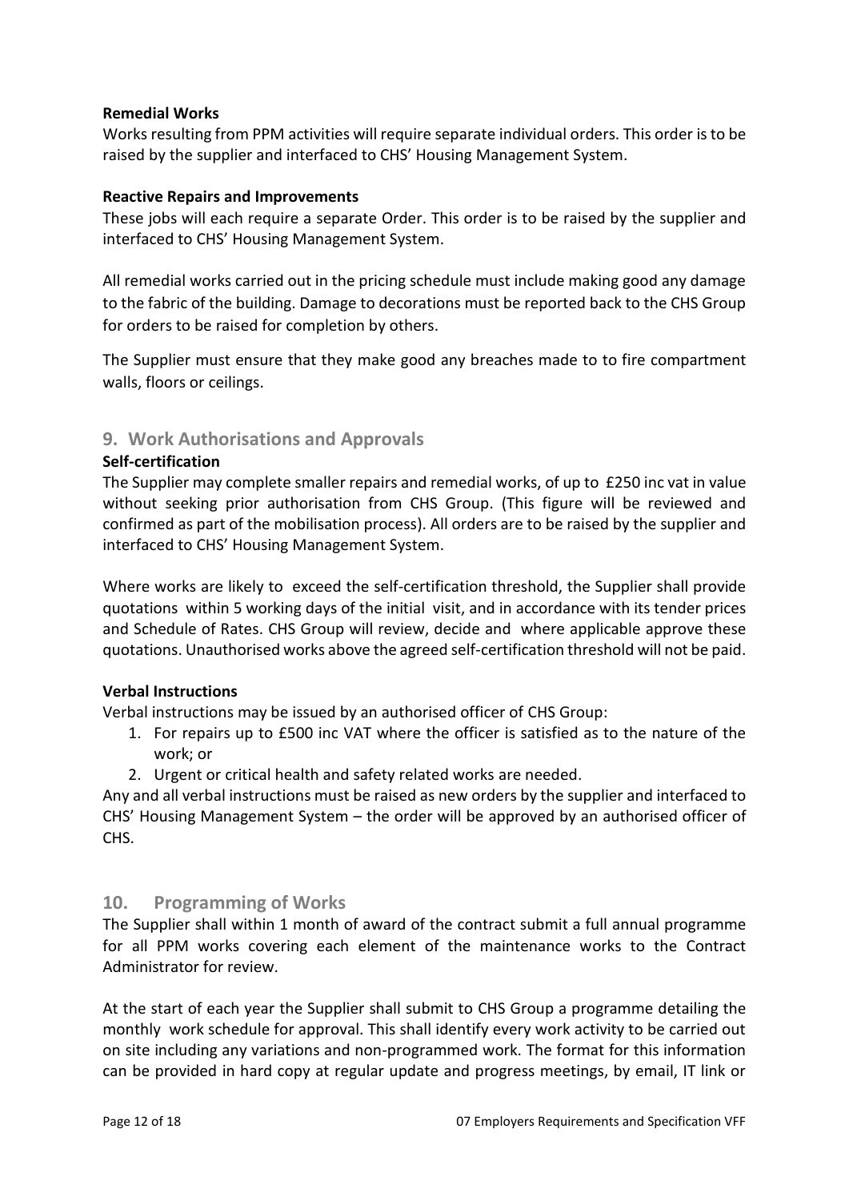**Remedial Works**

Works resulting from PPM activities will require separate individual orders. This order is to be raised by the supplier and interfaced to CHS' Housing Management System.

**Reactive Repairs and Improvements**

These jobs will each require a separate Order. This order is to be raised by the supplier and interfaced to CHS' Housing Management System.

All remedial works carried out in the pricing schedule must include making good any damage to the fabric of the building. Damage to decorations must be reported back to the CHS Group for orders to be raised for completion by others.

The Supplier must ensure that they make good any breaches made to to fire compartment walls, floors or ceilings.

## 9. Work Authorisations and Approvals

**Self-certification**

The Supplier may complete smaller repairs and remedial works, of up to £250 inc vat in value without seeking prior authorisation from CHS Group. (This figure will be reviewed and confirmed as part of the mobilisation process). All orders are to be raised by the supplier and interfaced to CHS' Housing Management System.

Where works are likely to exceed the self-certification threshold, the Supplier shall provide quotations within 5 working days of the initial visit, and in accordance with its tender prices and Schedule of Rates. CHS Group will review, decide and where applicable approve these quotations. Unauthorised works above the agreed self-certification threshold will not be paid.

**Verbal Instructions**

Verbal instructions may be issued by an authorised officer of CHS Group:

1. For repairs up to £500 inc VAT where the officer is satisfied as to the nature of the work; or
2. Urgent or critical health and safety related works are needed.

Any and all verbal instructions must be raised as new orders by the supplier and interfaced to CHS' Housing Management System – the order will be approved by an authorised officer of CHS.

## 10. Programming of Works

The Supplier shall within 1 month of award of the contract submit a full annual programme for all PPM works covering each element of the maintenance works to the Contract Administrator for review.

At the start of each year the Supplier shall submit to CHS Group a programme detailing the monthly work schedule for approval. This shall identify every work activity to be carried out on site including any variations and non-programmed work. The format for this information can be provided in hard copy at regular update and progress meetings, by email, IT link or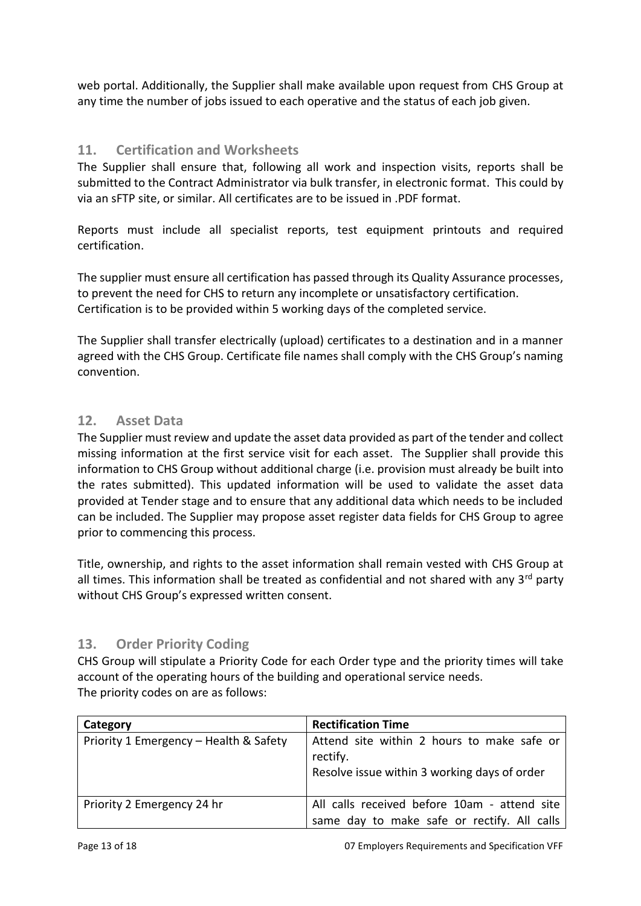web portal. Additionally, the Supplier shall make available upon request from CHS Group at any time the number of jobs issued to each operative and the status of each job given.

## 11. Certification and Worksheets

The Supplier shall ensure that, following all work and inspection visits, reports shall be submitted to the Contract Administrator via bulk transfer, in electronic format. This could by via an sFTP site, or similar. All certificates are to be issued in .PDF format.

Reports must include all specialist reports, test equipment printouts and required certification.

The supplier must ensure all certification has passed through its Quality Assurance processes, to prevent the need for CHS to return any incomplete or unsatisfactory certification. Certification is to be provided within 5 working days of the completed service.

The Supplier shall transfer electrically (upload) certificates to a destination and in a manner agreed with the CHS Group. Certificate file names shall comply with the CHS Group's naming convention.

## 12. Asset Data

The Supplier must review and update the asset data provided as part of the tender and collect missing information at the first service visit for each asset. The Supplier shall provide this information to CHS Group without additional charge (i.e. provision must already be built into the rates submitted). This updated information will be used to validate the asset data provided at Tender stage and to ensure that any additional data which needs to be included can be included. The Supplier may propose asset register data fields for CHS Group to agree prior to commencing this process.

Title, ownership, and rights to the asset information shall remain vested with CHS Group at all times. This information shall be treated as confidential and not shared with any 3rd party without CHS Group's expressed written consent.

## 13. Order Priority Coding

CHS Group will stipulate a Priority Code for each Order type and the priority times will take account of the operating hours of the building and operational service needs.
The priority codes on are as follows:

| Category | Rectification Time |
|---|---|
| Priority 1 Emergency – Health & Safety | Attend site within 2 hours to make safe or rectify.<br>Resolve issue within 3 working days of order |
| Priority 2 Emergency 24 hr | All calls received before 10am - attend site same day to make safe or rectify. All calls |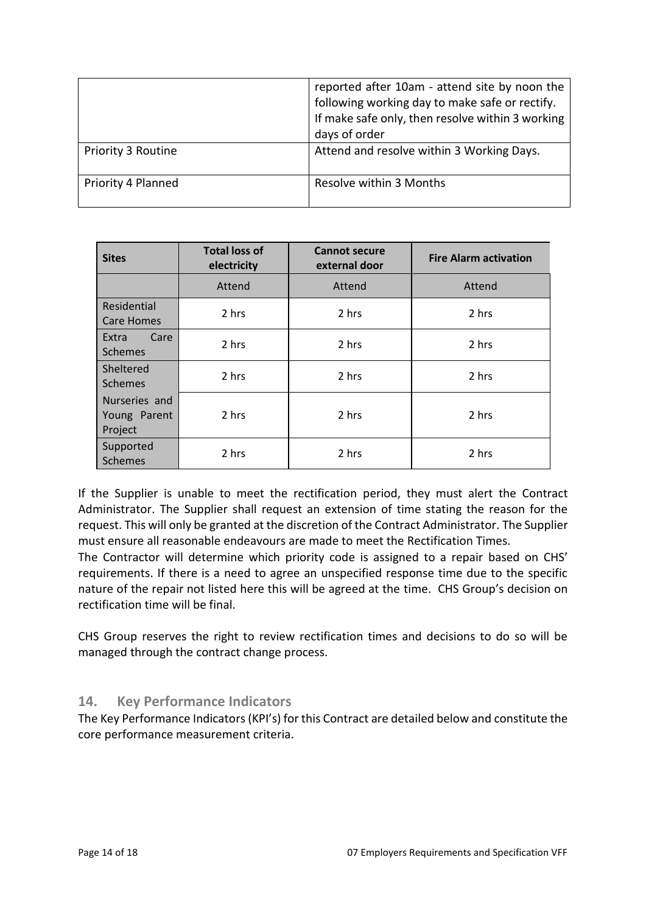| | |
|---|---|
| | reported after 10am - attend site by noon the following working day to make safe or rectify. If make safe only, then resolve within 3 working days of order |
| Priority 3 Routine | Attend and resolve within 3 Working Days. |
| Priority 4 Planned | Resolve within 3 Months |

| Sites | Total loss of electricity | Cannot secure external door | Fire Alarm activation |
|---|---|---|---|
| | Attend | Attend | Attend |
| Residential Care Homes | 2 hrs | 2 hrs | 2 hrs |
| Extra Care Schemes | 2 hrs | 2 hrs | 2 hrs |
| Sheltered Schemes | 2 hrs | 2 hrs | 2 hrs |
| Nurseries and Young Parent Project | 2 hrs | 2 hrs | 2 hrs |
| Supported Schemes | 2 hrs | 2 hrs | 2 hrs |

If the Supplier is unable to meet the rectification period, they must alert the Contract Administrator. The Supplier shall request an extension of time stating the reason for the request. This will only be granted at the discretion of the Contract Administrator. The Supplier must ensure all reasonable endeavours are made to meet the Rectification Times.
The Contractor will determine which priority code is assigned to a repair based on CHS' requirements. If there is a need to agree an unspecified response time due to the specific nature of the repair not listed here this will be agreed at the time. CHS Group's decision on rectification time will be final.

CHS Group reserves the right to review rectification times and decisions to do so will be managed through the contract change process.

## 14. Key Performance Indicators

The Key Performance Indicators (KPI's) for this Contract are detailed below and constitute the core performance measurement criteria.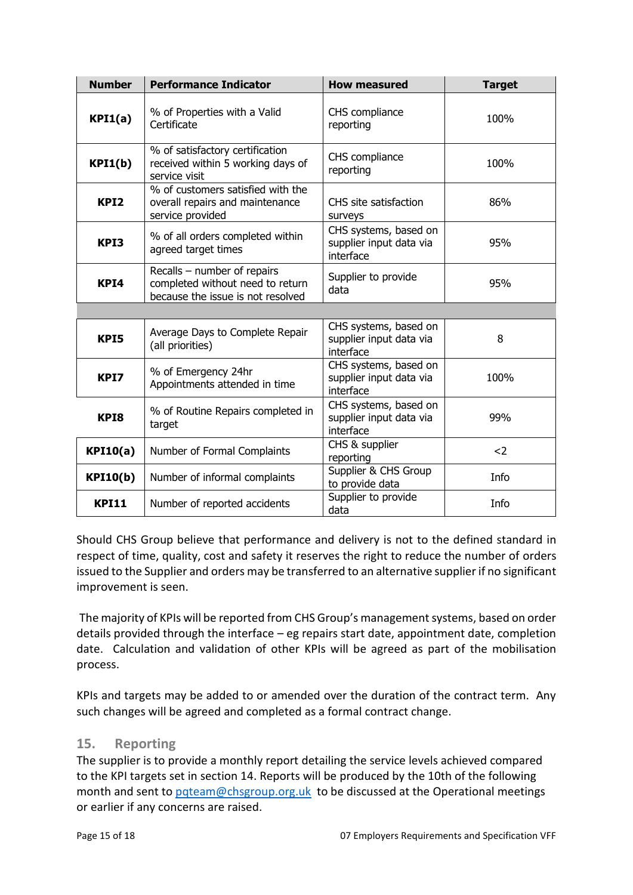| Number | Performance Indicator | How measured | Target |
|---|---|---|---|
| **KPI1(a)** | % of Properties with a Valid Certificate | CHS compliance reporting | 100% |
| **KPI1(b)** | % of satisfactory certification received within 5 working days of service visit | CHS compliance reporting | 100% |
| **KPI2** | % of customers satisfied with the overall repairs and maintenance service provided | CHS site satisfaction surveys | 86% |
| **KPI3** | % of all orders completed within agreed target times | CHS systems, based on supplier input data via interface | 95% |
| **KPI4** | Recalls – number of repairs completed without need to return because the issue is not resolved | Supplier to provide data | 95% |
| | | | |
| **KPI5** | Average Days to Complete Repair (all priorities) | CHS systems, based on supplier input data via interface | 8 |
| **KPI7** | % of Emergency 24hr Appointments attended in time | CHS systems, based on supplier input data via interface | 100% |
| **KPI8** | % of Routine Repairs completed in target | CHS systems, based on supplier input data via interface | 99% |
| **KPI10(a)** | Number of Formal Complaints | CHS & supplier reporting | <2 |
| **KPI10(b)** | Number of informal complaints | Supplier & CHS Group to provide data | Info |
| **KPI11** | Number of reported accidents | Supplier to provide data | Info |

Should CHS Group believe that performance and delivery is not to the defined standard in respect of time, quality, cost and safety it reserves the right to reduce the number of orders issued to the Supplier and orders may be transferred to an alternative supplier if no significant improvement is seen.

The majority of KPIs will be reported from CHS Group's management systems, based on order details provided through the interface – eg repairs start date, appointment date, completion date. Calculation and validation of other KPIs will be agreed as part of the mobilisation process.

KPIs and targets may be added to or amended over the duration of the contract term. Any such changes will be agreed and completed as a formal contract change.

## 15. Reporting

The supplier is to provide a monthly report detailing the service levels achieved compared to the KPI targets set in section 14. Reports will be produced by the 10th of the following month and sent to pqteam@chsgroup.org.uk to be discussed at the Operational meetings or earlier if any concerns are raised.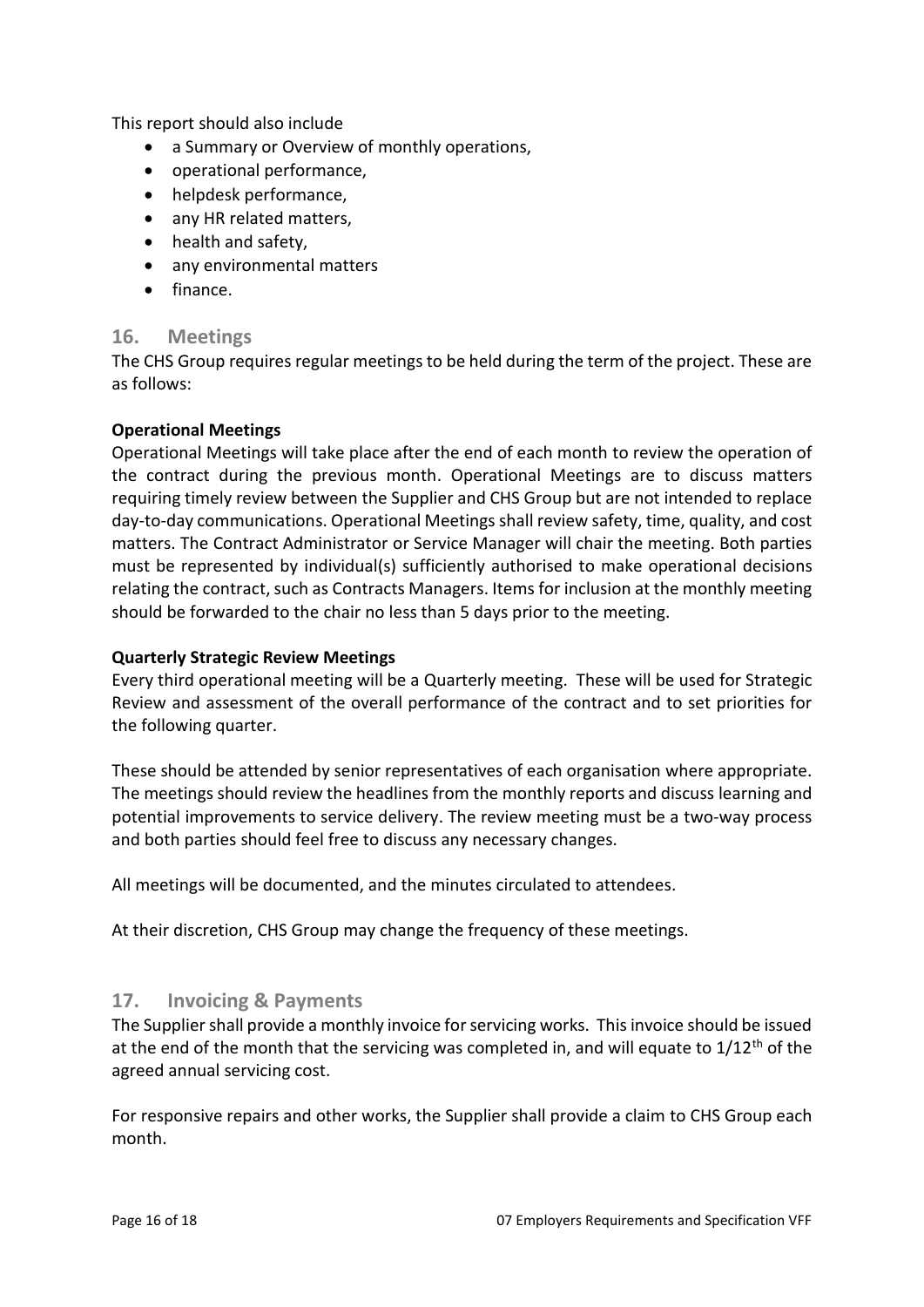This report should also include

- a Summary or Overview of monthly operations,
- operational performance,
- helpdesk performance,
- any HR related matters,
- health and safety,
- any environmental matters
- finance.

## 16. Meetings

The CHS Group requires regular meetings to be held during the term of the project. These are as follows:

**Operational Meetings**

Operational Meetings will take place after the end of each month to review the operation of the contract during the previous month. Operational Meetings are to discuss matters requiring timely review between the Supplier and CHS Group but are not intended to replace day-to-day communications. Operational Meetings shall review safety, time, quality, and cost matters. The Contract Administrator or Service Manager will chair the meeting. Both parties must be represented by individual(s) sufficiently authorised to make operational decisions relating the contract, such as Contracts Managers. Items for inclusion at the monthly meeting should be forwarded to the chair no less than 5 days prior to the meeting.

**Quarterly Strategic Review Meetings**

Every third operational meeting will be a Quarterly meeting. These will be used for Strategic Review and assessment of the overall performance of the contract and to set priorities for the following quarter.

These should be attended by senior representatives of each organisation where appropriate. The meetings should review the headlines from the monthly reports and discuss learning and potential improvements to service delivery. The review meeting must be a two-way process and both parties should feel free to discuss any necessary changes.

All meetings will be documented, and the minutes circulated to attendees.

At their discretion, CHS Group may change the frequency of these meetings.

## 17. Invoicing & Payments

The Supplier shall provide a monthly invoice for servicing works. This invoice should be issued at the end of the month that the servicing was completed in, and will equate to $1/12^{th}$ of the agreed annual servicing cost.

For responsive repairs and other works, the Supplier shall provide a claim to CHS Group each month.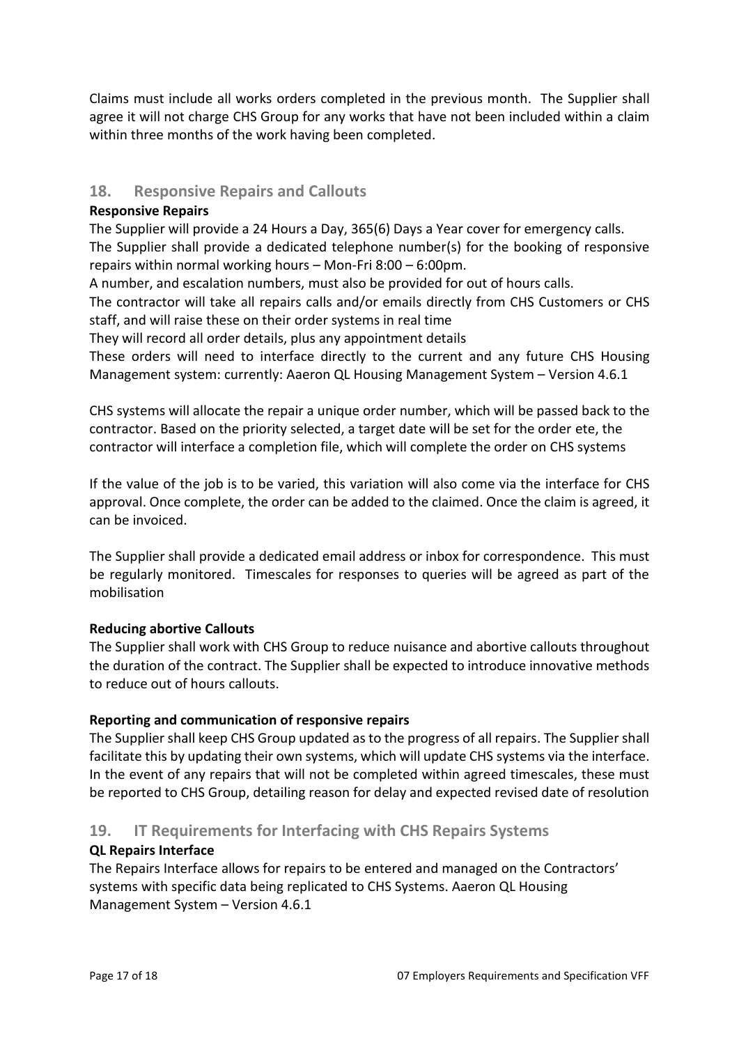Claims must include all works orders completed in the previous month. The Supplier shall agree it will not charge CHS Group for any works that have not been included within a claim within three months of the work having been completed.

## 18. Responsive Repairs and Callouts

**Responsive Repairs**

The Supplier will provide a 24 Hours a Day, 365(6) Days a Year cover for emergency calls.
The Supplier shall provide a dedicated telephone number(s) for the booking of responsive repairs within normal working hours – Mon-Fri 8:00 – 6:00pm.
A number, and escalation numbers, must also be provided for out of hours calls.
The contractor will take all repairs calls and/or emails directly from CHS Customers or CHS staff, and will raise these on their order systems in real time
They will record all order details, plus any appointment details
These orders will need to interface directly to the current and any future CHS Housing Management system: currently: Aaeron QL Housing Management System – Version 4.6.1

CHS systems will allocate the repair a unique order number, which will be passed back to the contractor. Based on the priority selected, a target date will be set for the order ete, the contractor will interface a completion file, which will complete the order on CHS systems

If the value of the job is to be varied, this variation will also come via the interface for CHS approval. Once complete, the order can be added to the claimed. Once the claim is agreed, it can be invoiced.

The Supplier shall provide a dedicated email address or inbox for correspondence. This must be regularly monitored. Timescales for responses to queries will be agreed as part of the mobilisation

**Reducing abortive Callouts**

The Supplier shall work with CHS Group to reduce nuisance and abortive callouts throughout the duration of the contract. The Supplier shall be expected to introduce innovative methods to reduce out of hours callouts.

**Reporting and communication of responsive repairs**

The Supplier shall keep CHS Group updated as to the progress of all repairs. The Supplier shall facilitate this by updating their own systems, which will update CHS systems via the interface. In the event of any repairs that will not be completed within agreed timescales, these must be reported to CHS Group, detailing reason for delay and expected revised date of resolution

## 19. IT Requirements for Interfacing with CHS Repairs Systems

**QL Repairs Interface**

The Repairs Interface allows for repairs to be entered and managed on the Contractors' systems with specific data being replicated to CHS Systems. Aaeron QL Housing Management System – Version 4.6.1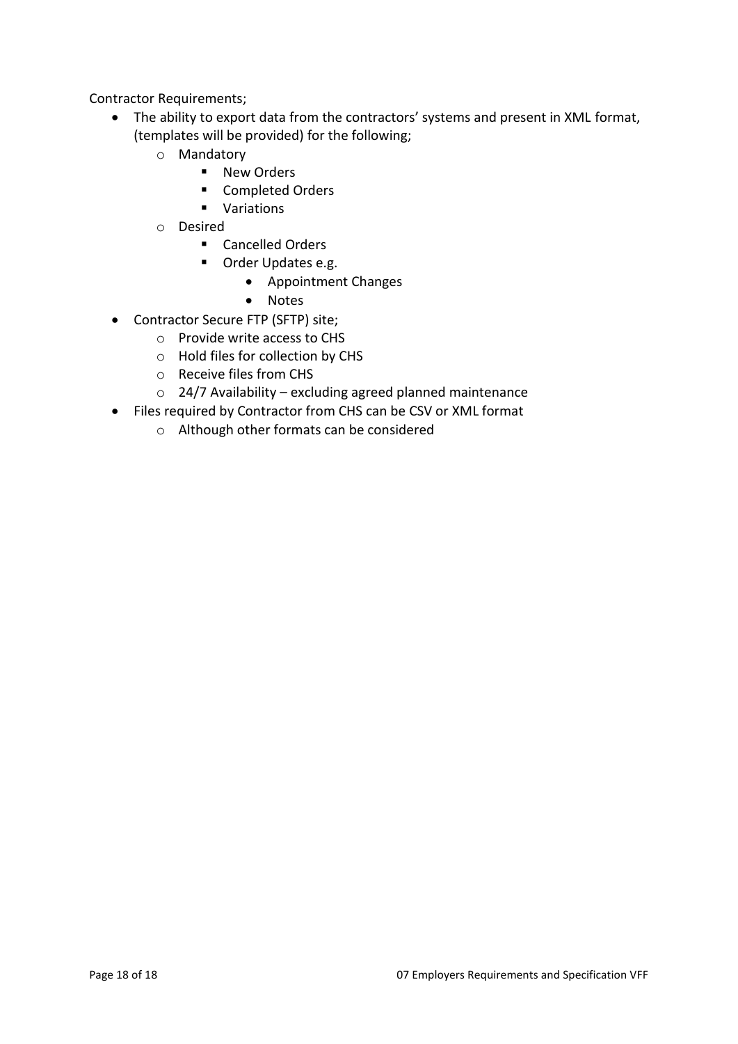Contractor Requirements;

- The ability to export data from the contractors' systems and present in XML format, (templates will be provided) for the following;
    - Mandatory
        - New Orders
        - Completed Orders
        - Variations
    - Desired
        - Cancelled Orders
        - Order Updates e.g.
            - Appointment Changes
            - Notes
- Contractor Secure FTP (SFTP) site;
    - Provide write access to CHS
    - Hold files for collection by CHS
    - Receive files from CHS
    - 24/7 Availability – excluding agreed planned maintenance
- Files required by Contractor from CHS can be CSV or XML format
    - Although other formats can be considered